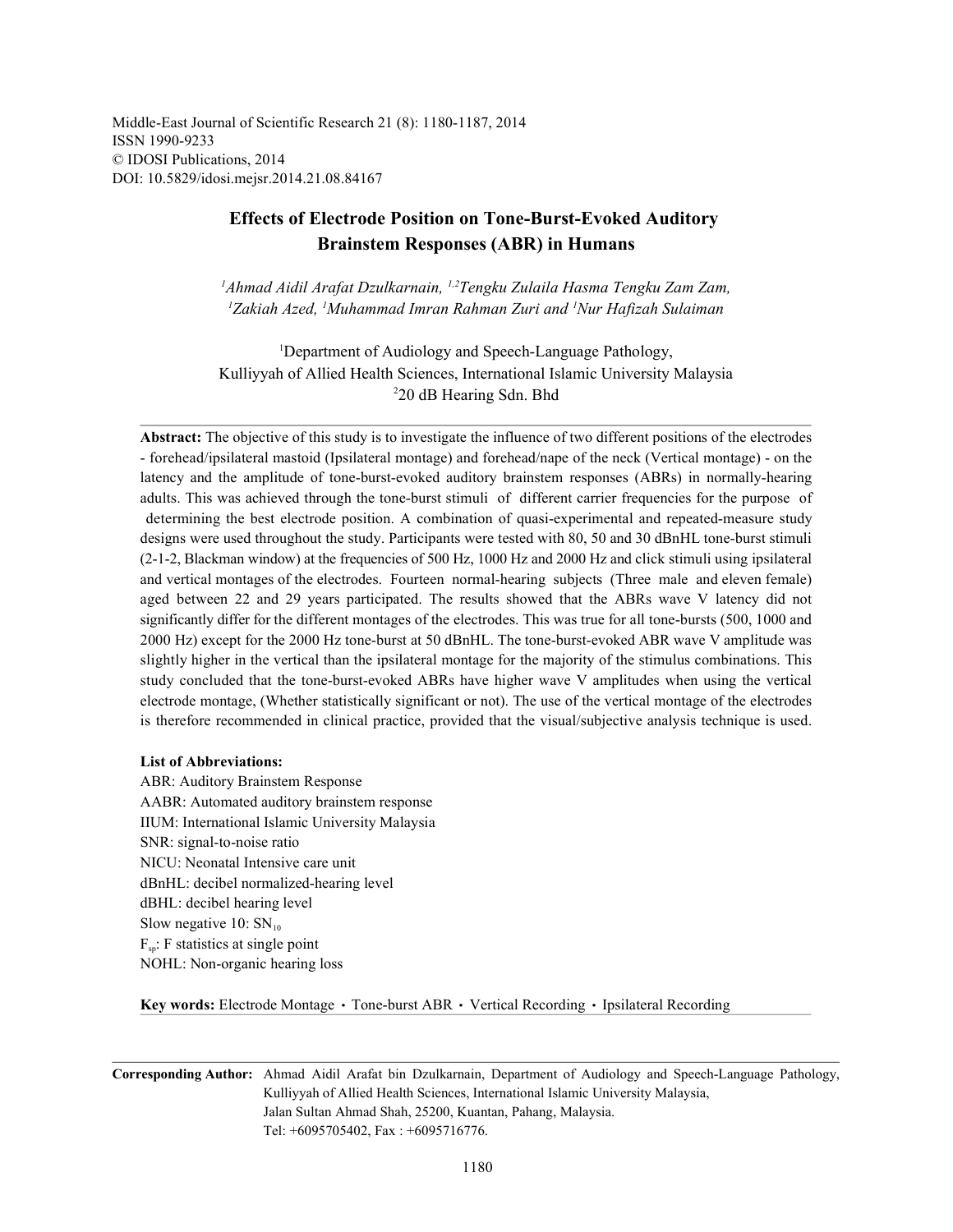Middle-East Journal of Scientific Research 21 (8): 1180-1187, 2014
ISSN 1990-9233
© IDOSI Publications, 2014
DOI: 10.5829/idosi.mejsr.2014.21.08.84167

# Effects of Electrode Position on Tone-Burst-Evoked Auditory Brainstem Responses (ABR) in Humans

*[1]Ahmad Aidil Arafat Dzulkarnain, [1,2]Tengku Zulaila Hasma Tengku Zam Zam, [1]Zakiah Azed, [1]Muhammad Imran Rahman Zuri and [1]Nur Hafizah Sulaiman*

[1]Department of Audiology and Speech-Language Pathology, Kulliyyah of Allied Health Sciences, International Islamic University Malaysia
[2]20 dB Hearing Sdn. Bhd

**Abstract:** The objective of this study is to investigate the influence of two different positions of the electrodes - forehead/ipsilateral mastoid (Ipsilateral montage) and forehead/nape of the neck (Vertical montage) - on the latency and the amplitude of tone-burst-evoked auditory brainstem responses (ABRs) in normally-hearing adults. This was achieved through the tone-burst stimuli of different carrier frequencies for the purpose of determining the best electrode position. A combination of quasi-experimental and repeated-measure study designs were used throughout the study. Participants were tested with 80, 50 and 30 dBnHL tone-burst stimuli (2-1-2, Blackman window) at the frequencies of 500 Hz, 1000 Hz and 2000 Hz and click stimuli using ipsilateral and vertical montages of the electrodes. Fourteen normal-hearing subjects (Three male and eleven female) aged between 22 and 29 years participated. The results showed that the ABRs wave V latency did not significantly differ for the different montages of the electrodes. This was true for all tone-bursts (500, 1000 and 2000 Hz) except for the 2000 Hz tone-burst at 50 dBnHL. The tone-burst-evoked ABR wave V amplitude was slightly higher in the vertical than the ipsilateral montage for the majority of the stimulus combinations. This study concluded that the tone-burst-evoked ABRs have higher wave V amplitudes when using the vertical electrode montage, (Whether statistically significant or not). The use of the vertical montage of the electrodes is therefore recommended in clinical practice, provided that the visual/subjective analysis technique is used.

**List of Abbreviations:**
ABR: Auditory Brainstem Response
AABR: Automated auditory brainstem response
IIUM: International Islamic University Malaysia
SNR: signal-to-noise ratio
NICU: Neonatal Intensive care unit
dBnHL: decibel normalized-hearing level
dBHL: decibel hearing level
Slow negative 10: $SN_{10}$
$F_{sp}$: F statistics at single point
NOHL: Non-organic hearing loss

**Key words:** Electrode Montage • Tone-burst ABR • Vertical Recording • Ipsilateral Recording

**Corresponding Author:** Ahmad Aidil Arafat bin Dzulkarnain, Department of Audiology and Speech-Language Pathology, Kulliyyah of Allied Health Sciences, International Islamic University Malaysia, Jalan Sultan Ahmad Shah, 25200, Kuantan, Pahang, Malaysia.
Tel: +6095705402, Fax : +6095716776.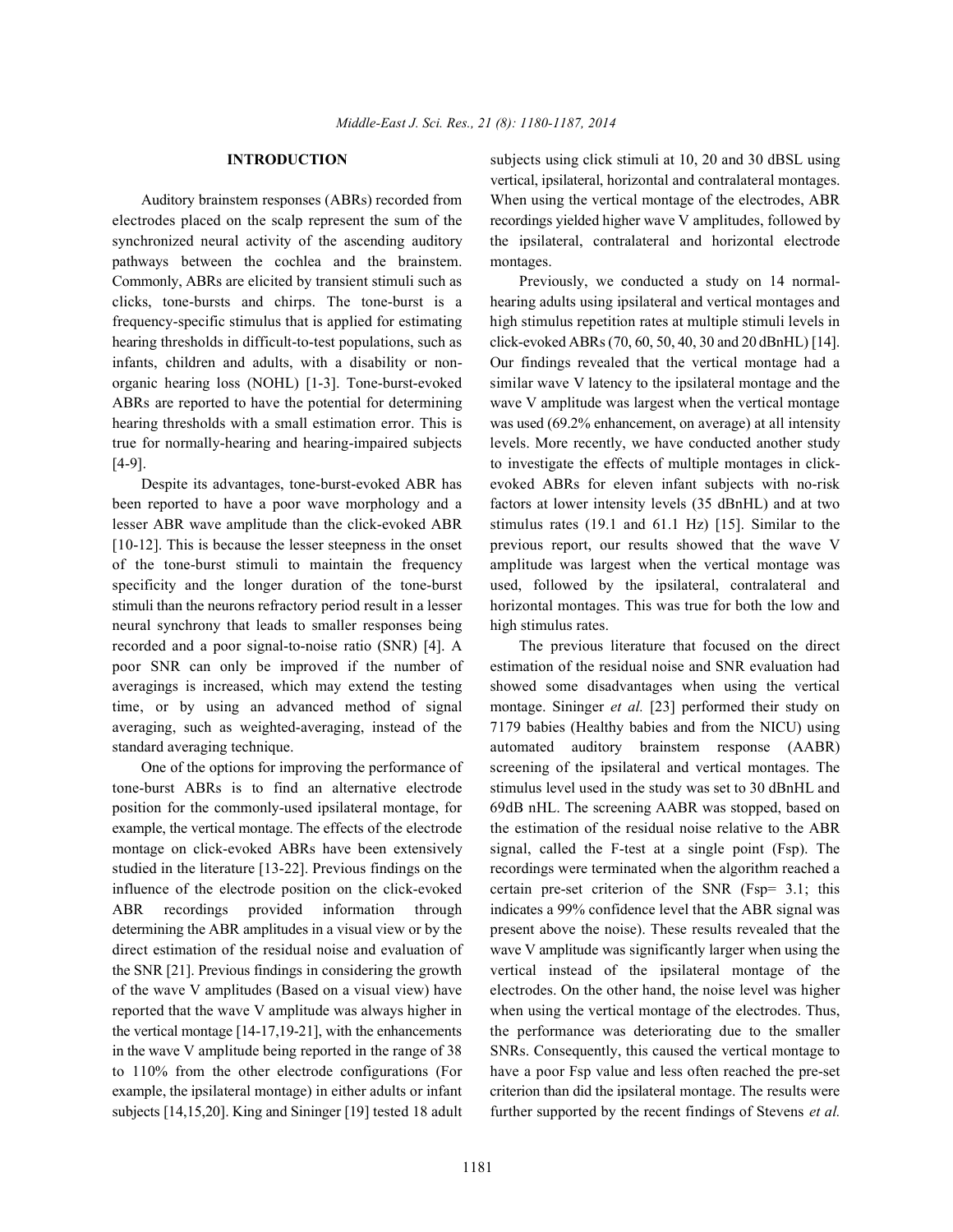## INTRODUCTION

Auditory brainstem responses (ABRs) recorded from electrodes placed on the scalp represent the sum of the synchronized neural activity of the ascending auditory pathways between the cochlea and the brainstem. Commonly, ABRs are elicited by transient stimuli such as clicks, tone-bursts and chirps. The tone-burst is a frequency-specific stimulus that is applied for estimating hearing thresholds in difficult-to-test populations, such as infants, children and adults, with a disability or non-organic hearing loss (NOHL) [1-3]. Tone-burst-evoked ABRs are reported to have the potential for determining hearing thresholds with a small estimation error. This is true for normally-hearing and hearing-impaired subjects [4-9].

Despite its advantages, tone-burst-evoked ABR has been reported to have a poor wave morphology and a lesser ABR wave amplitude than the click-evoked ABR [10-12]. This is because the lesser steepness in the onset of the tone-burst stimuli to maintain the frequency specificity and the longer duration of the tone-burst stimuli than the neurons refractory period result in a lesser neural synchrony that leads to smaller responses being recorded and a poor signal-to-noise ratio (SNR) [4]. A poor SNR can only be improved if the number of averagings is increased, which may extend the testing time, or by using an advanced method of signal averaging, such as weighted-averaging, instead of the standard averaging technique.

One of the options for improving the performance of tone-burst ABRs is to find an alternative electrode position for the commonly-used ipsilateral montage, for example, the vertical montage. The effects of the electrode montage on click-evoked ABRs have been extensively studied in the literature [13-22]. Previous findings on the influence of the electrode position on the click-evoked ABR recordings provided information through determining the ABR amplitudes in a visual view or by the direct estimation of the residual noise and evaluation of the SNR [21]. Previous findings in considering the growth of the wave V amplitudes (Based on a visual view) have reported that the wave V amplitude was always higher in the vertical montage [14-17,19-21], with the enhancements in the wave V amplitude being reported in the range of 38 to 110% from the other electrode configurations (For example, the ipsilateral montage) in either adults or infant subjects [14,15,20]. King and Sininger [19] tested 18 adult subjects using click stimuli at 10, 20 and 30 dBSL using vertical, ipsilateral, horizontal and contralateral montages. When using the vertical montage of the electrodes, ABR recordings yielded higher wave V amplitudes, followed by the ipsilateral, contralateral and horizontal electrode montages.

Previously, we conducted a study on 14 normal-hearing adults using ipsilateral and vertical montages and high stimulus repetition rates at multiple stimuli levels in click-evoked ABRs (70, 60, 50, 40, 30 and 20 dBnHL) [14]. Our findings revealed that the vertical montage had a similar wave V latency to the ipsilateral montage and the wave V amplitude was largest when the vertical montage was used (69.2% enhancement, on average) at all intensity levels. More recently, we have conducted another study to investigate the effects of multiple montages in click-evoked ABRs for eleven infant subjects with no-risk factors at lower intensity levels (35 dBnHL) and at two stimulus rates (19.1 and 61.1 Hz) [15]. Similar to the previous report, our results showed that the wave V amplitude was largest when the vertical montage was used, followed by the ipsilateral, contralateral and horizontal montages. This was true for both the low and high stimulus rates.

The previous literature that focused on the direct estimation of the residual noise and SNR evaluation had showed some disadvantages when using the vertical montage. Sininger *et al.* [23] performed their study on 7179 babies (Healthy babies and from the NICU) using automated auditory brainstem response (AABR) screening of the ipsilateral and vertical montages. The stimulus level used in the study was set to 30 dBnHL and 69dB nHL. The screening AABR was stopped, based on the estimation of the residual noise relative to the ABR signal, called the F-test at a single point (Fsp). The recordings were terminated when the algorithm reached a certain pre-set criterion of the SNR (Fsp= 3.1; this indicates a 99% confidence level that the ABR signal was present above the noise). These results revealed that the wave V amplitude was significantly larger when using the vertical instead of the ipsilateral montage of the electrodes. On the other hand, the noise level was higher when using the vertical montage of the electrodes. Thus, the performance was deteriorating due to the smaller SNRs. Consequently, this caused the vertical montage to have a poor Fsp value and less often reached the pre-set criterion than did the ipsilateral montage. The results were further supported by the recent findings of Stevens *et al.*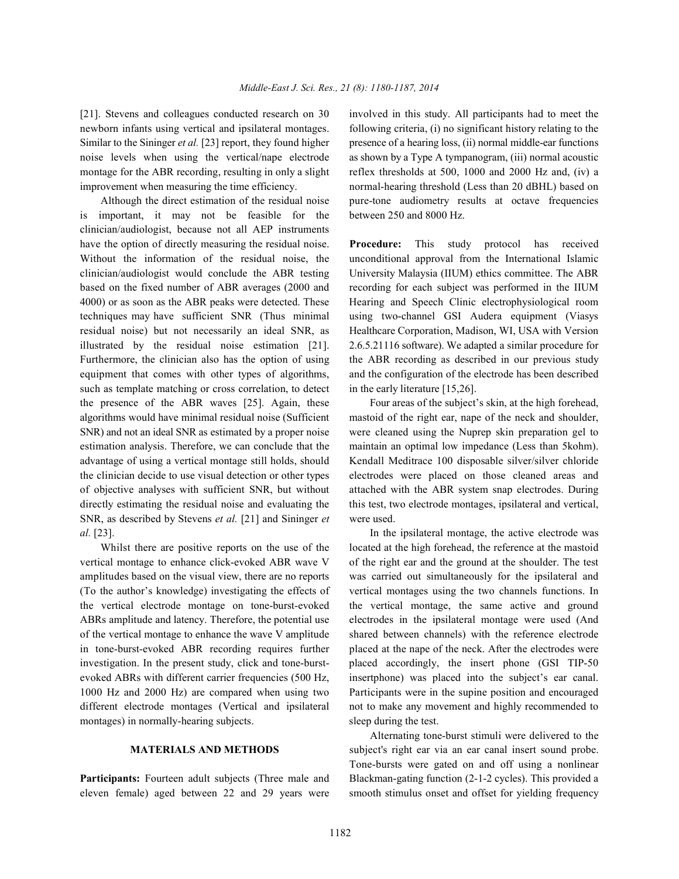[21]. Stevens and colleagues conducted research on 30 newborn infants using vertical and ipsilateral montages. Similar to the Sininger *et al.* [23] report, they found higher noise levels when using the vertical/nape electrode montage for the ABR recording, resulting in only a slight improvement when measuring the time efficiency.

Although the direct estimation of the residual noise is important, it may not be feasible for the clinician/audiologist, because not all AEP instruments have the option of directly measuring the residual noise. Without the information of the residual noise, the clinician/audiologist would conclude the ABR testing based on the fixed number of ABR averages (2000 and 4000) or as soon as the ABR peaks were detected. These techniques may have sufficient SNR (Thus minimal residual noise) but not necessarily an ideal SNR, as illustrated by the residual noise estimation [21]. Furthermore, the clinician also has the option of using equipment that comes with other types of algorithms, such as template matching or cross correlation, to detect the presence of the ABR waves [25]. Again, these algorithms would have minimal residual noise (Sufficient SNR) and not an ideal SNR as estimated by a proper noise estimation analysis. Therefore, we can conclude that the advantage of using a vertical montage still holds, should the clinician decide to use visual detection or other types of objective analyses with sufficient SNR, but without directly estimating the residual noise and evaluating the SNR, as described by Stevens *et al.* [21] and Sininger *et al.* [23].

Whilst there are positive reports on the use of the vertical montage to enhance click-evoked ABR wave V amplitudes based on the visual view, there are no reports (To the author's knowledge) investigating the effects of the vertical electrode montage on tone-burst-evoked ABRs amplitude and latency. Therefore, the potential use of the vertical montage to enhance the wave V amplitude in tone-burst-evoked ABR recording requires further investigation. In the present study, click and tone-burst-evoked ABRs with different carrier frequencies (500 Hz, 1000 Hz and 2000 Hz) are compared when using two different electrode montages (Vertical and ipsilateral montages) in normally-hearing subjects.

## MATERIALS AND METHODS

**Participants:** Fourteen adult subjects (Three male and eleven female) aged between 22 and 29 years were involved in this study. All participants had to meet the following criteria, (i) no significant history relating to the presence of a hearing loss, (ii) normal middle-ear functions as shown by a Type A tympanogram, (iii) normal acoustic reflex thresholds at 500, 1000 and 2000 Hz and, (iv) a normal-hearing threshold (Less than 20 dBHL) based on pure-tone audiometry results at octave frequencies between 250 and 8000 Hz.

**Procedure:** This study protocol has received unconditional approval from the International Islamic University Malaysia (IIUM) ethics committee. The ABR recording for each subject was performed in the IIUM Hearing and Speech Clinic electrophysiological room using two-channel GSI Audera equipment (Viasys Healthcare Corporation, Madison, WI, USA with Version 2.6.5.21116 software). We adapted a similar procedure for the ABR recording as described in our previous study and the configuration of the electrode has been described in the early literature [15,26].

Four areas of the subject's skin, at the high forehead, mastoid of the right ear, nape of the neck and shoulder, were cleaned using the Nuprep skin preparation gel to maintain an optimal low impedance (Less than 5kohm). Kendall Meditrace 100 disposable silver/silver chloride electrodes were placed on those cleaned areas and attached with the ABR system snap electrodes. During this test, two electrode montages, ipsilateral and vertical, were used.

In the ipsilateral montage, the active electrode was located at the high forehead, the reference at the mastoid of the right ear and the ground at the shoulder. The test was carried out simultaneously for the ipsilateral and vertical montages using the two channels functions. In the vertical montage, the same active and ground electrodes in the ipsilateral montage were used (And shared between channels) with the reference electrode placed at the nape of the neck. After the electrodes were placed accordingly, the insert phone (GSI TIP-50 insertphone) was placed into the subject's ear canal. Participants were in the supine position and encouraged not to make any movement and highly recommended to sleep during the test.

Alternating tone-burst stimuli were delivered to the subject's right ear via an ear canal insert sound probe. Tone-bursts were gated on and off using a nonlinear Blackman-gating function (2-1-2 cycles). This provided a smooth stimulus onset and offset for yielding frequency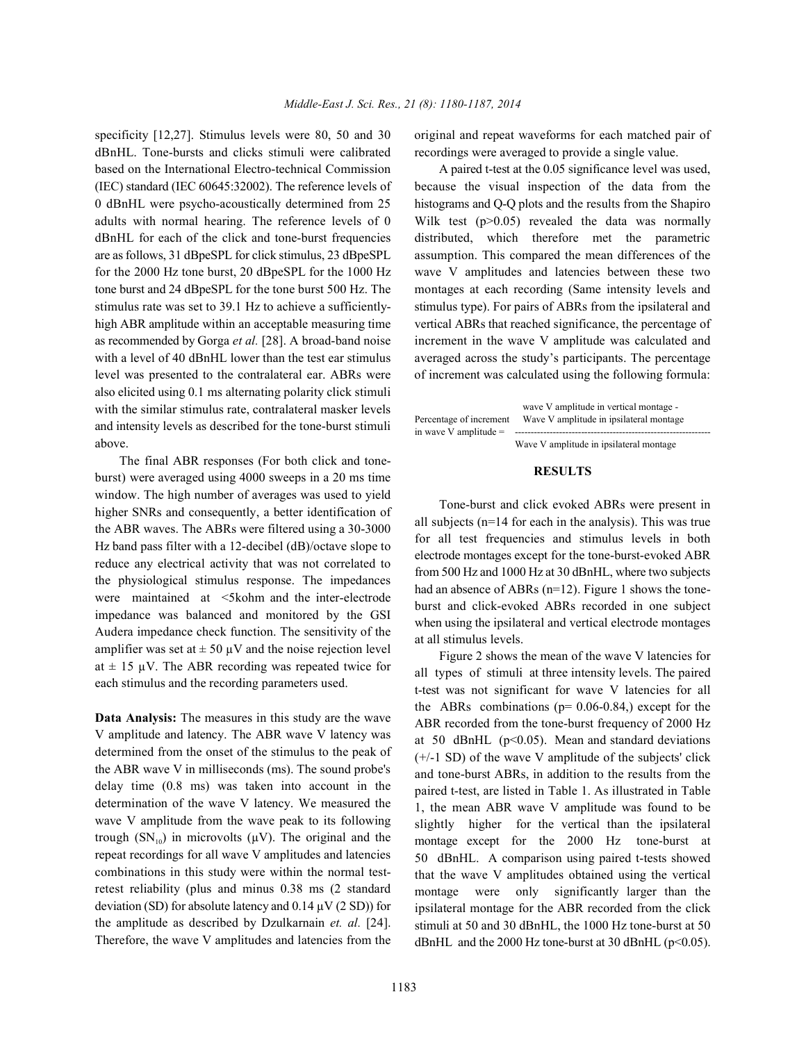specificity [12,27]. Stimulus levels were 80, 50 and 30 dBnHL. Tone-bursts and clicks stimuli were calibrated based on the International Electro-technical Commission (IEC) standard (IEC 60645:32002). The reference levels of 0 dBnHL were psycho-acoustically determined from 25 adults with normal hearing. The reference levels of 0 dBnHL for each of the click and tone-burst frequencies are as follows, 31 dBpeSPL for click stimulus, 23 dBpeSPL for the 2000 Hz tone burst, 20 dBpeSPL for the 1000 Hz tone burst and 24 dBpeSPL for the tone burst 500 Hz. The stimulus rate was set to 39.1 Hz to achieve a sufficiently-high ABR amplitude within an acceptable measuring time as recommended by Gorga *et al.* [28]. A broad-band noise with a level of 40 dBnHL lower than the test ear stimulus level was presented to the contralateral ear. ABRs were also elicited using 0.1 ms alternating polarity click stimuli with the similar stimulus rate, contralateral masker levels and intensity levels as described for the tone-burst stimuli above.

The final ABR responses (For both click and tone-burst) were averaged using 4000 sweeps in a 20 ms time window. The high number of averages was used to yield higher SNRs and consequently, a better identification of the ABR waves. The ABRs were filtered using a 30-3000 Hz band pass filter with a 12-decibel (dB)/octave slope to reduce any electrical activity that was not correlated to the physiological stimulus response. The impedances were maintained at <5kohm and the inter-electrode impedance was balanced and monitored by the GSI Audera impedance check function. The sensitivity of the amplifier was set at ± 50 μV and the noise rejection level at ± 15 μV. The ABR recording was repeated twice for each stimulus and the recording parameters used.

**Data Analysis:** The measures in this study are the wave V amplitude and latency. The ABR wave V latency was determined from the onset of the stimulus to the peak of the ABR wave V in milliseconds (ms). The sound probe's delay time (0.8 ms) was taken into account in the determination of the wave V latency. We measured the wave V amplitude from the wave peak to its following trough ($SN_{10}$) in microvolts (μV). The original and the repeat recordings for all wave V amplitudes and latencies combinations in this study were within the normal test-retest reliability (plus and minus 0.38 ms (2 standard deviation (SD) for absolute latency and 0.14 μV (2 SD)) for the amplitude as described by Dzulkarnain *et. al.* [24]. Therefore, the wave V amplitudes and latencies from the original and repeat waveforms for each matched pair of recordings were averaged to provide a single value.

A paired t-test at the 0.05 significance level was used, because the visual inspection of the data from the histograms and Q-Q plots and the results from the Shapiro Wilk test ($p>0.05$) revealed the data was normally distributed, which therefore met the parametric assumption. This compared the mean differences of the wave V amplitudes and latencies between these two montages at each recording (Same intensity levels and stimulus type). For pairs of ABRs from the ipsilateral and vertical ABRs that reached significance, the percentage of increment in the wave V amplitude was calculated and averaged across the study's participants. The percentage of increment was calculated using the following formula:

$$\text{Percentage of increment in wave V amplitude} = \frac{\text{wave V amplitude in vertical montage} - \text{Wave V amplitude in ipsilateral montage}}{\text{Wave V amplitude in ipsilateral montage}}$$

## RESULTS

Tone-burst and click evoked ABRs were present in all subjects (n=14 for each in the analysis). This was true for all test frequencies and stimulus levels in both electrode montages except for the tone-burst-evoked ABR from 500 Hz and 1000 Hz at 30 dBnHL, where two subjects had an absence of ABRs (n=12). Figure 1 shows the tone-burst and click-evoked ABRs recorded in one subject when using the ipsilateral and vertical electrode montages at all stimulus levels.

Figure 2 shows the mean of the wave V latencies for all types of stimuli at three intensity levels. The paired t-test was not significant for wave V latencies for all the ABRs combinations ($p= 0.06-0.84$,) except for the ABR recorded from the tone-burst frequency of 2000 Hz at 50 dBnHL ($p<0.05$). Mean and standard deviations (+/-1 SD) of the wave V amplitude of the subjects' click and tone-burst ABRs, in addition to the results from the paired t-test, are listed in Table 1. As illustrated in Table 1, the mean ABR wave V amplitude was found to be slightly higher for the vertical than the ipsilateral montage except for the 2000 Hz tone-burst at 50 dBnHL. A comparison using paired t-tests showed that the wave V amplitudes obtained using the vertical montage were only significantly larger than the ipsilateral montage for the ABR recorded from the click stimuli at 50 and 30 dBnHL, the 1000 Hz tone-burst at 50 dBnHL and the 2000 Hz tone-burst at 30 dBnHL ($p<0.05$).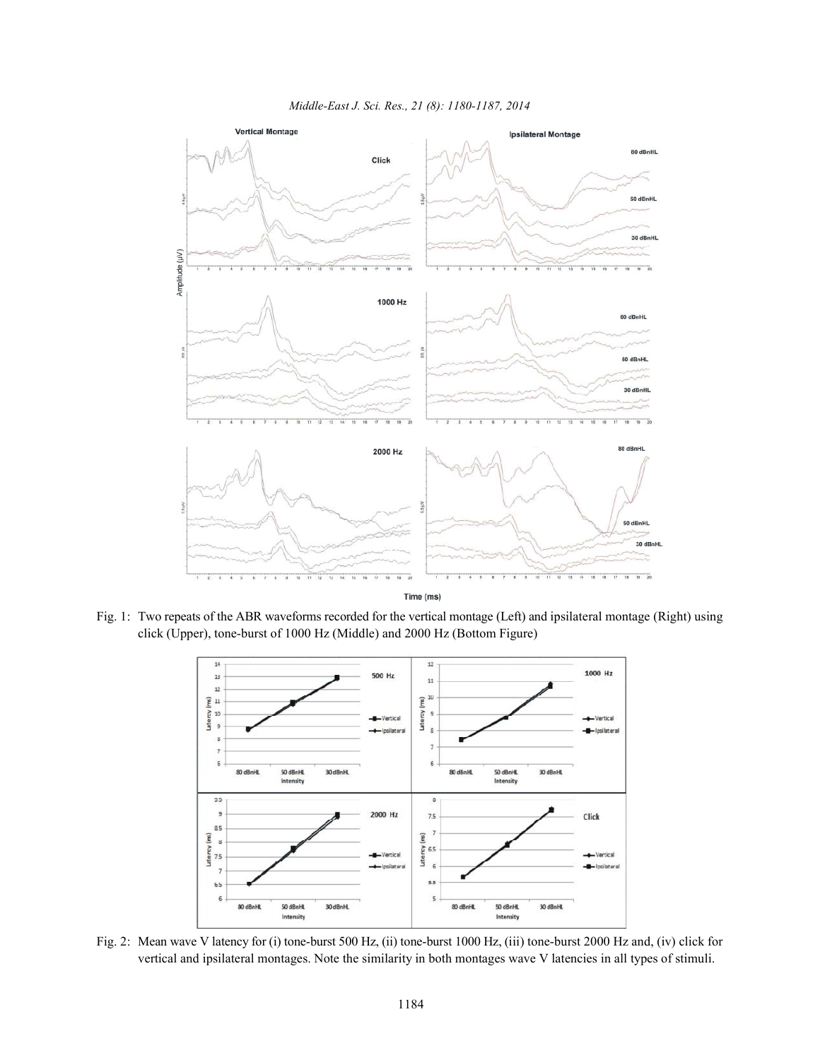Vertical Montage

Ipsilateral Montage

Click

80 dBnHL

50 dBnHL

30 dBnHL

Amplitude (µV)

1000 Hz

80 dBnHL

50 dBnHL

30 dBnHL

2000 Hz

80 dBnHL

50 dBnHL

30 dBnHL

Time (ms)

Fig. 1: Two repeats of the ABR waveforms recorded for the vertical montage (Left) and ipsilateral montage (Right) using click (Upper), tone-burst of 1000 Hz (Middle) and 2000 Hz (Bottom Figure)

500 Hz

1000 Hz

2000 Hz

Click

Latency (ms)

Intensity

80 dBnHL

50 dBnHL

30 dBnHL

Vertical

Ipsilateral

Fig. 2: Mean wave V latency for (i) tone-burst 500 Hz, (ii) tone-burst 1000 Hz, (iii) tone-burst 2000 Hz and, (iv) click for vertical and ipsilateral montages. Note the similarity in both montages wave V latencies in all types of stimuli.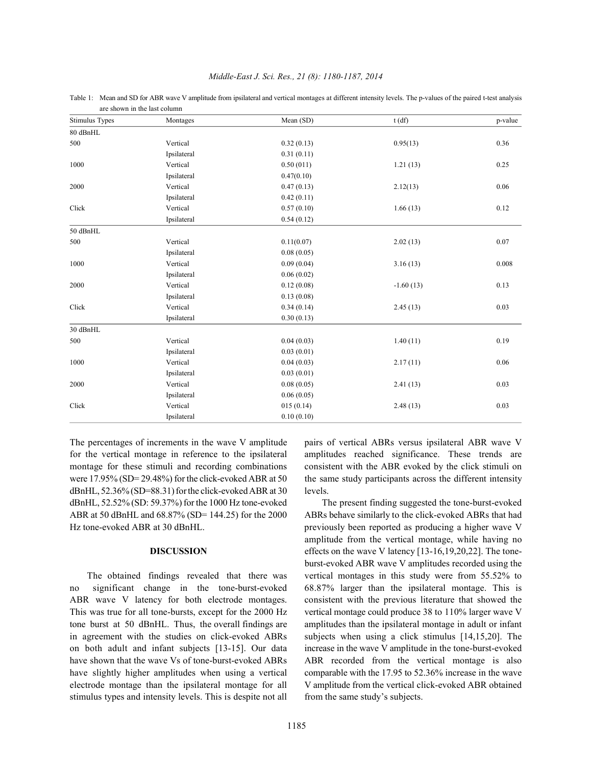Table 1: Mean and SD for ABR wave V amplitude from ipsilateral and vertical montages at different intensity levels. The p-values of the paired t-test analysis are shown in the last column

| Stimulus Types | Montages | Mean (SD) | t (df) | p-value |
|---|---|---|---|---|
| 80 dBnHL | | | | |
| 500 | Vertical | 0.32 (0.13) | 0.95(13) | 0.36 |
| | Ipsilateral | 0.31 (0.11) | | |
| 1000 | Vertical | 0.50 (011) | 1.21 (13) | 0.25 |
| | Ipsilateral | 0.47(0.10) | | |
| 2000 | Vertical | 0.47 (0.13) | 2.12(13) | 0.06 |
| | Ipsilateral | 0.42 (0.11) | | |
| Click | Vertical | 0.57 (0.10) | 1.66 (13) | 0.12 |
| | Ipsilateral | 0.54 (0.12) | | |
| 50 dBnHL | | | | |
| 500 | Vertical | 0.11(0.07) | 2.02 (13) | 0.07 |
| | Ipsilateral | 0.08 (0.05) | | |
| 1000 | Vertical | 0.09 (0.04) | 3.16 (13) | 0.008 |
| | Ipsilateral | 0.06 (0.02) | | |
| 2000 | Vertical | 0.12 (0.08) | -1.60 (13) | 0.13 |
| | Ipsilateral | 0.13 (0.08) | | |
| Click | Vertical | 0.34 (0.14) | 2.45 (13) | 0.03 |
| | Ipsilateral | 0.30 (0.13) | | |
| 30 dBnHL | | | | |
| 500 | Vertical | 0.04 (0.03) | 1.40 (11) | 0.19 |
| | Ipsilateral | 0.03 (0.01) | | |
| 1000 | Vertical | 0.04 (0.03) | 2.17 (11) | 0.06 |
| | Ipsilateral | 0.03 (0.01) | | |
| 2000 | Vertical | 0.08 (0.05) | 2.41 (13) | 0.03 |
| | Ipsilateral | 0.06 (0.05) | | |
| Click | Vertical | 015 (0.14) | 2.48 (13) | 0.03 |
| | Ipsilateral | 0.10 (0.10) | | |

The percentages of increments in the wave V amplitude for the vertical montage in reference to the ipsilateral montage for these stimuli and recording combinations were 17.95% (SD= 29.48%) for the click-evoked ABR at 50 dBnHL, 52.36% (SD=88.31) for the click-evoked ABR at 30 dBnHL, 52.52% (SD: 59.37%) for the 1000 Hz tone-evoked ABR at 50 dBnHL and 68.87% (SD= 144.25) for the 2000 Hz tone-evoked ABR at 30 dBnHL.

## DISCUSSION

The obtained findings revealed that there was no significant change in the tone-burst-evoked ABR wave V latency for both electrode montages. This was true for all tone-bursts, except for the 2000 Hz tone burst at 50 dBnHL. Thus, the overall findings are in agreement with the studies on click-evoked ABRs on both adult and infant subjects [13-15]. Our data have shown that the wave Vs of tone-burst-evoked ABRs have slightly higher amplitudes when using a vertical electrode montage than the ipsilateral montage for all stimulus types and intensity levels. This is despite not all pairs of vertical ABRs versus ipsilateral ABR wave V amplitudes reached significance. These trends are consistent with the ABR evoked by the click stimuli on the same study participants across the different intensity levels.

The present finding suggested the tone-burst-evoked ABRs behave similarly to the click-evoked ABRs that had previously been reported as producing a higher wave V amplitude from the vertical montage, while having no effects on the wave V latency [13-16,19,20,22]. The tone-burst-evoked ABR wave V amplitudes recorded using the vertical montages in this study were from 55.52% to 68.87% larger than the ipsilateral montage. This is consistent with the previous literature that showed the vertical montage could produce 38 to 110% larger wave V amplitudes than the ipsilateral montage in adult or infant subjects when using a click stimulus [14,15,20]. The increase in the wave V amplitude in the tone-burst-evoked ABR recorded from the vertical montage is also comparable with the 17.95 to 52.36% increase in the wave V amplitude from the vertical click-evoked ABR obtained from the same study's subjects.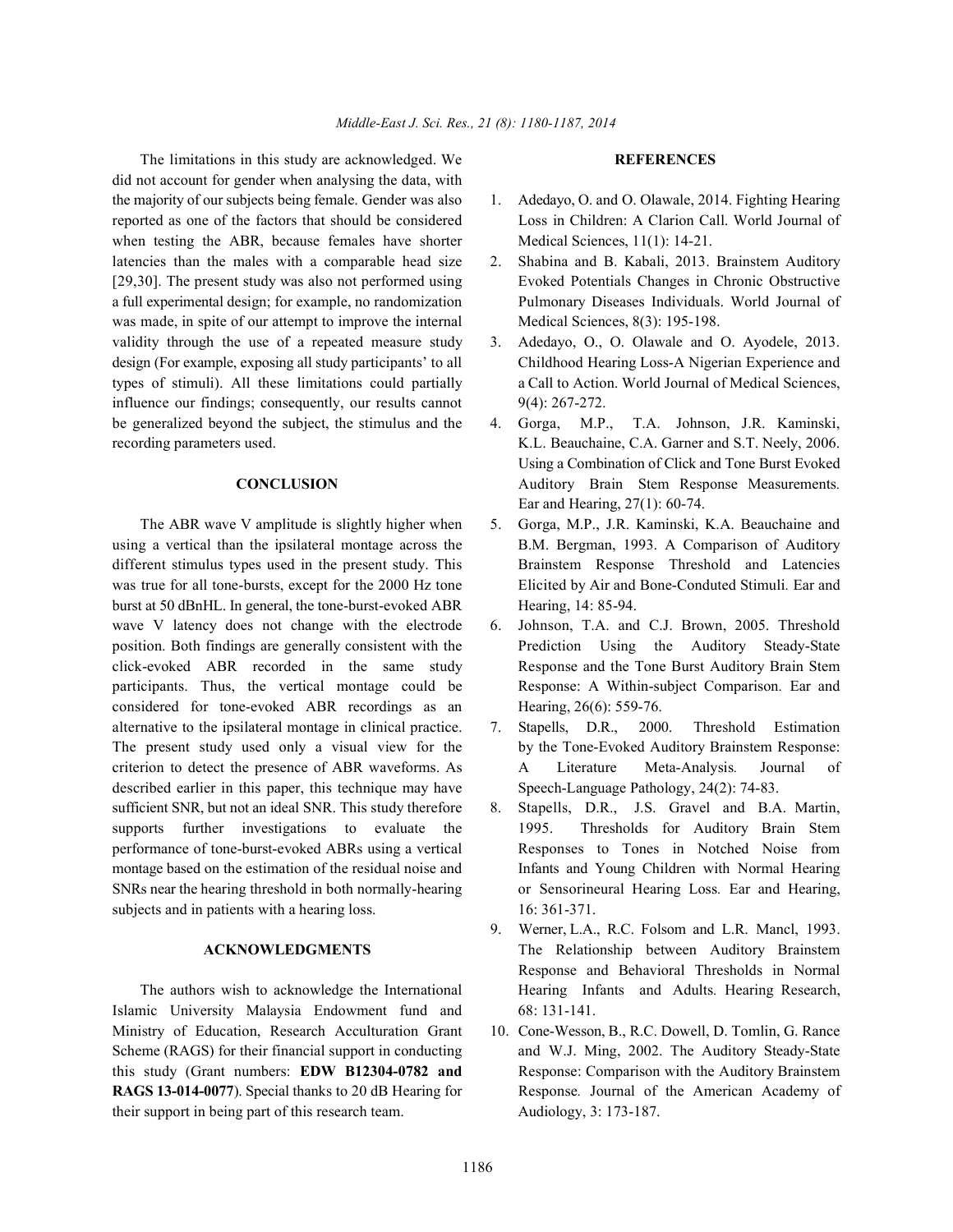The limitations in this study are acknowledged. We did not account for gender when analysing the data, with the majority of our subjects being female. Gender was also reported as one of the factors that should be considered when testing the ABR, because females have shorter latencies than the males with a comparable head size [29,30]. The present study was also not performed using a full experimental design; for example, no randomization was made, in spite of our attempt to improve the internal validity through the use of a repeated measure study design (For example, exposing all study participants' to all types of stimuli). All these limitations could partially influence our findings; consequently, our results cannot be generalized beyond the subject, the stimulus and the recording parameters used.

## CONCLUSION

The ABR wave V amplitude is slightly higher when using a vertical than the ipsilateral montage across the different stimulus types used in the present study. This was true for all tone-bursts, except for the 2000 Hz tone burst at 50 dBnHL. In general, the tone-burst-evoked ABR wave V latency does not change with the electrode position. Both findings are generally consistent with the click-evoked ABR recorded in the same study participants. Thus, the vertical montage could be considered for tone-evoked ABR recordings as an alternative to the ipsilateral montage in clinical practice. The present study used only a visual view for the criterion to detect the presence of ABR waveforms. As described earlier in this paper, this technique may have sufficient SNR, but not an ideal SNR. This study therefore supports further investigations to evaluate the performance of tone-burst-evoked ABRs using a vertical montage based on the estimation of the residual noise and SNRs near the hearing threshold in both normally-hearing subjects and in patients with a hearing loss.

## ACKNOWLEDGMENTS

The authors wish to acknowledge the International Islamic University Malaysia Endowment fund and Ministry of Education, Research Acculturation Grant Scheme (RAGS) for their financial support in conducting this study (Grant numbers: **EDW B12304-0782 and RAGS 13-014-0077**). Special thanks to 20 dB Hearing for their support in being part of this research team.

## REFERENCES

1. Adedayo, O. and O. Olawale, 2014. Fighting Hearing Loss in Children: A Clarion Call. World Journal of Medical Sciences, 11(1): 14-21.
2. Shabina and B. Kabali, 2013. Brainstem Auditory Evoked Potentials Changes in Chronic Obstructive Pulmonary Diseases Individuals. World Journal of Medical Sciences, 8(3): 195-198.
3. Adedayo, O., O. Olawale and O. Ayodele, 2013. Childhood Hearing Loss-A Nigerian Experience and a Call to Action. World Journal of Medical Sciences, 9(4): 267-272.
4. Gorga, M.P., T.A. Johnson, J.R. Kaminski, K.L. Beauchaine, C.A. Garner and S.T. Neely, 2006. Using a Combination of Click and Tone Burst Evoked Auditory Brain Stem Response Measurements. Ear and Hearing, 27(1): 60-74.
5. Gorga, M.P., J.R. Kaminski, K.A. Beauchaine and B.M. Bergman, 1993. A Comparison of Auditory Brainstem Response Threshold and Latencies Elicited by Air and Bone-Conduted Stimuli. Ear and Hearing, 14: 85-94.
6. Johnson, T.A. and C.J. Brown, 2005. Threshold Prediction Using the Auditory Steady-State Response and the Tone Burst Auditory Brain Stem Response: A Within-subject Comparison. Ear and Hearing, 26(6): 559-76.
7. Stapells, D.R., 2000. Threshold Estimation by the Tone-Evoked Auditory Brainstem Response: A Literature Meta-Analysis. Journal of Speech-Language Pathology, 24(2): 74-83.
8. Stapells, D.R., J.S. Gravel and B.A. Martin, 1995. Thresholds for Auditory Brain Stem Responses to Tones in Notched Noise from Infants and Young Children with Normal Hearing or Sensorineural Hearing Loss. Ear and Hearing, 16: 361-371.
9. Werner, L.A., R.C. Folsom and L.R. Mancl, 1993. The Relationship between Auditory Brainstem Response and Behavioral Thresholds in Normal Hearing Infants and Adults. Hearing Research, 68: 131-141.
10. Cone-Wesson, B., R.C. Dowell, D. Tomlin, G. Rance and W.J. Ming, 2002. The Auditory Steady-State Response: Comparison with the Auditory Brainstem Response. Journal of the American Academy of Audiology, 3: 173-187.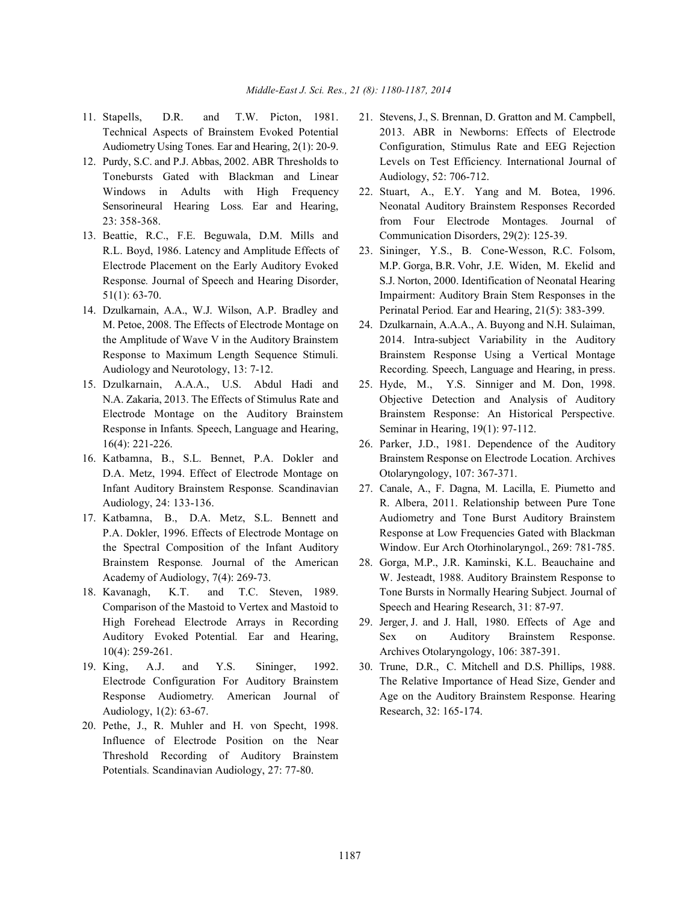11. Stapells, D.R. and T.W. Picton, 1981. Technical Aspects of Brainstem Evoked Potential Audiometry Using Tones. Ear and Hearing, 2(1): 20-9.
12. Purdy, S.C. and P.J. Abbas, 2002. ABR Thresholds to Tonebursts Gated with Blackman and Linear Windows in Adults with High Frequency Sensorineural Hearing Loss. Ear and Hearing, 23: 358-368.
13. Beattie, R.C., F.E. Beguwala, D.M. Mills and R.L. Boyd, 1986. Latency and Amplitude Effects of Electrode Placement on the Early Auditory Evoked Response. Journal of Speech and Hearing Disorder, 51(1): 63-70.
14. Dzulkarnain, A.A., W.J. Wilson, A.P. Bradley and M. Petoe, 2008. The Effects of Electrode Montage on the Amplitude of Wave V in the Auditory Brainstem Response to Maximum Length Sequence Stimuli. Audiology and Neurotology, 13: 7-12.
15. Dzulkarnain, A.A.A., U.S. Abdul Hadi and N.A. Zakaria, 2013. The Effects of Stimulus Rate and Electrode Montage on the Auditory Brainstem Response in Infants. Speech, Language and Hearing, 16(4): 221-226.
16. Katbamna, B., S.L. Bennet, P.A. Dokler and D.A. Metz, 1994. Effect of Electrode Montage on Infant Auditory Brainstem Response. Scandinavian Audiology, 24: 133-136.
17. Katbamna, B., D.A. Metz, S.L. Bennett and P.A. Dokler, 1996. Effects of Electrode Montage on the Spectral Composition of the Infant Auditory Brainstem Response. Journal of the American Academy of Audiology, 7(4): 269-73.
18. Kavanagh, K.T. and T.C. Steven, 1989. Comparison of the Mastoid to Vertex and Mastoid to High Forehead Electrode Arrays in Recording Auditory Evoked Potential. Ear and Hearing, 10(4): 259-261.
19. King, A.J. and Y.S. Sininger, 1992. Electrode Configuration For Auditory Brainstem Response Audiometry. American Journal of Audiology, 1(2): 63-67.
20. Pethe, J., R. Muhler and H. von Specht, 1998. Influence of Electrode Position on the Near Threshold Recording of Auditory Brainstem Potentials. Scandinavian Audiology, 27: 77-80.
21. Stevens, J., S. Brennan, D. Gratton and M. Campbell, 2013. ABR in Newborns: Effects of Electrode Configuration, Stimulus Rate and EEG Rejection Levels on Test Efficiency. International Journal of Audiology, 52: 706-712.
22. Stuart, A., E.Y. Yang and M. Botea, 1996. Neonatal Auditory Brainstem Responses Recorded from Four Electrode Montages. Journal of Communication Disorders, 29(2): 125-39.
23. Sininger, Y.S., B. Cone-Wesson, R.C. Folsom, M.P. Gorga, B.R. Vohr, J.E. Widen, M. Ekelid and S.J. Norton, 2000. Identification of Neonatal Hearing Impairment: Auditory Brain Stem Responses in the Perinatal Period. Ear and Hearing, 21(5): 383-399.
24. Dzulkarnain, A.A.A., A. Buyong and N.H. Sulaiman, 2014. Intra-subject Variability in the Auditory Brainstem Response Using a Vertical Montage Recording. Speech, Language and Hearing, in press.
25. Hyde, M., Y.S. Sinniger and M. Don, 1998. Objective Detection and Analysis of Auditory Brainstem Response: An Historical Perspective. Seminar in Hearing, 19(1): 97-112.
26. Parker, J.D., 1981. Dependence of the Auditory Brainstem Response on Electrode Location. Archives Otolaryngology, 107: 367-371.
27. Canale, A., F. Dagna, M. Lacilla, E. Piumetto and R. Albera, 2011. Relationship between Pure Tone Audiometry and Tone Burst Auditory Brainstem Response at Low Frequencies Gated with Blackman Window. Eur Arch Otorhinolaryngol., 269: 781-785.
28. Gorga, M.P., J.R. Kaminski, K.L. Beauchaine and W. Jesteadt, 1988. Auditory Brainstem Response to Tone Bursts in Normally Hearing Subject. Journal of Speech and Hearing Research, 31: 87-97.
29. Jerger, J. and J. Hall, 1980. Effects of Age and Sex on Auditory Brainstem Response. Archives Otolaryngology, 106: 387-391.
30. Trune, D.R., C. Mitchell and D.S. Phillips, 1988. The Relative Importance of Head Size, Gender and Age on the Auditory Brainstem Response. Hearing Research, 32: 165-174.